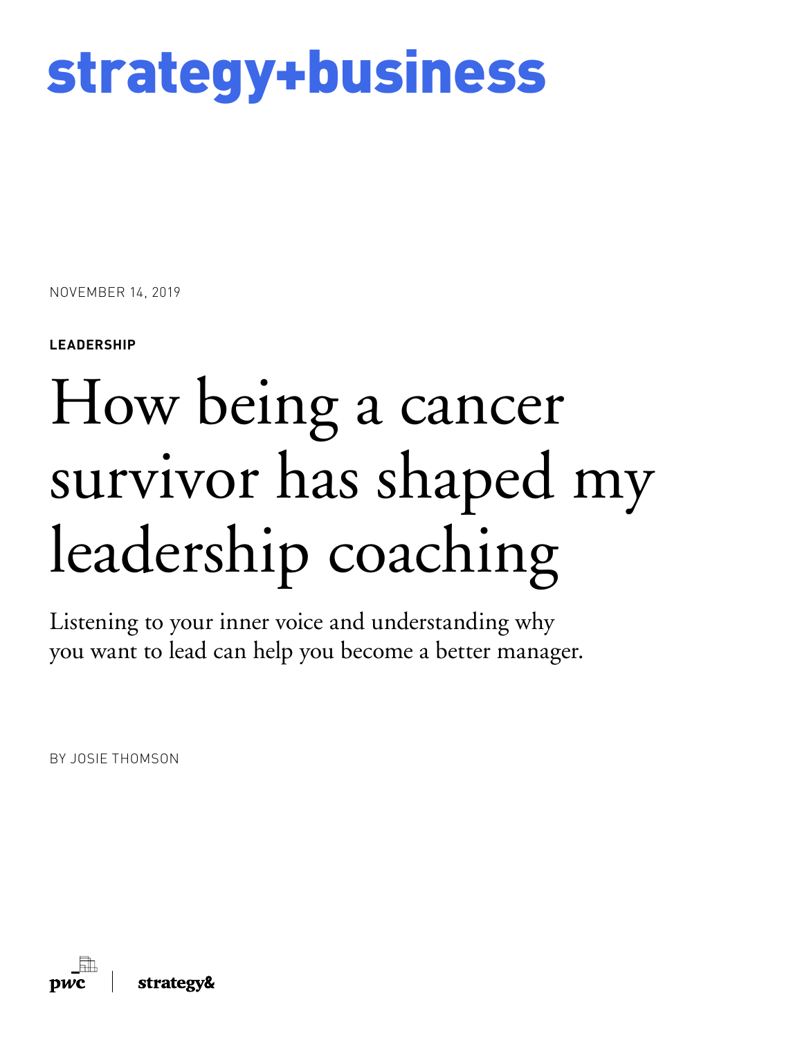# strategy+business

NOVEMBER 14, 2019

**LEADERSHIP**

# How being a cancer survivor has shaped my leadership coaching

Listening to your inner voice and understanding why you want to lead can help you become a better manager.

BY JOSIE THOMSON

pwc | strategy&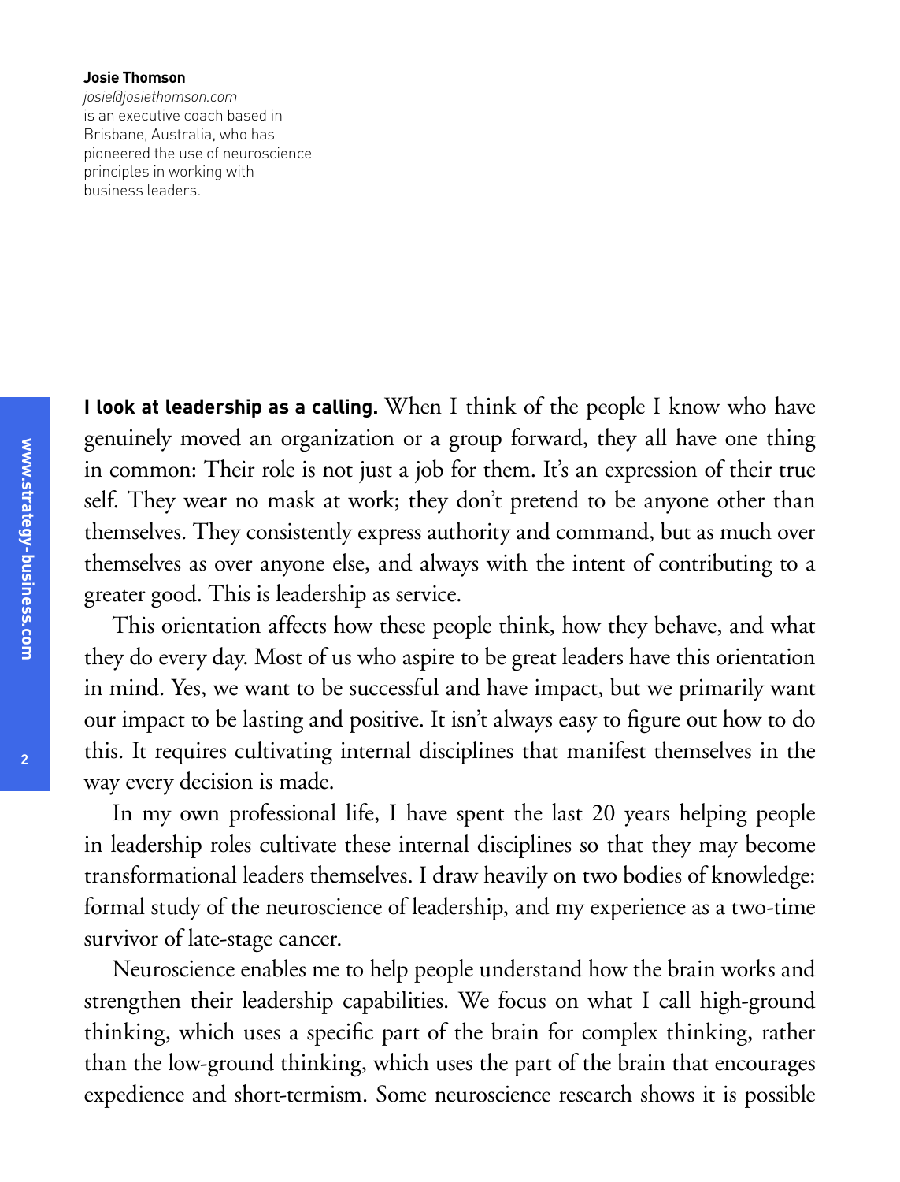**Josie Thomson**
*josie@josiethomson.com*
is an executive coach based in Brisbane, Australia, who has pioneered the use of neuroscience principles in working with business leaders.

**I look at leadership as a calling.** When I think of the people I know who have genuinely moved an organization or a group forward, they all have one thing in common: Their role is not just a job for them. It's an expression of their true self. They wear no mask at work; they don't pretend to be anyone other than themselves. They consistently express authority and command, but as much over themselves as over anyone else, and always with the intent of contributing to a greater good. This is leadership as service.

This orientation affects how these people think, how they behave, and what they do every day. Most of us who aspire to be great leaders have this orientation in mind. Yes, we want to be successful and have impact, but we primarily want our impact to be lasting and positive. It isn't always easy to figure out how to do this. It requires cultivating internal disciplines that manifest themselves in the way every decision is made.

In my own professional life, I have spent the last 20 years helping people in leadership roles cultivate these internal disciplines so that they may become transformational leaders themselves. I draw heavily on two bodies of knowledge: formal study of the neuroscience of leadership, and my experience as a two-time survivor of late-stage cancer.

Neuroscience enables me to help people understand how the brain works and strengthen their leadership capabilities. We focus on what I call high-ground thinking, which uses a specific part of the brain for complex thinking, rather than the low-ground thinking, which uses the part of the brain that encourages expedience and short-termism. Some neuroscience research shows it is possible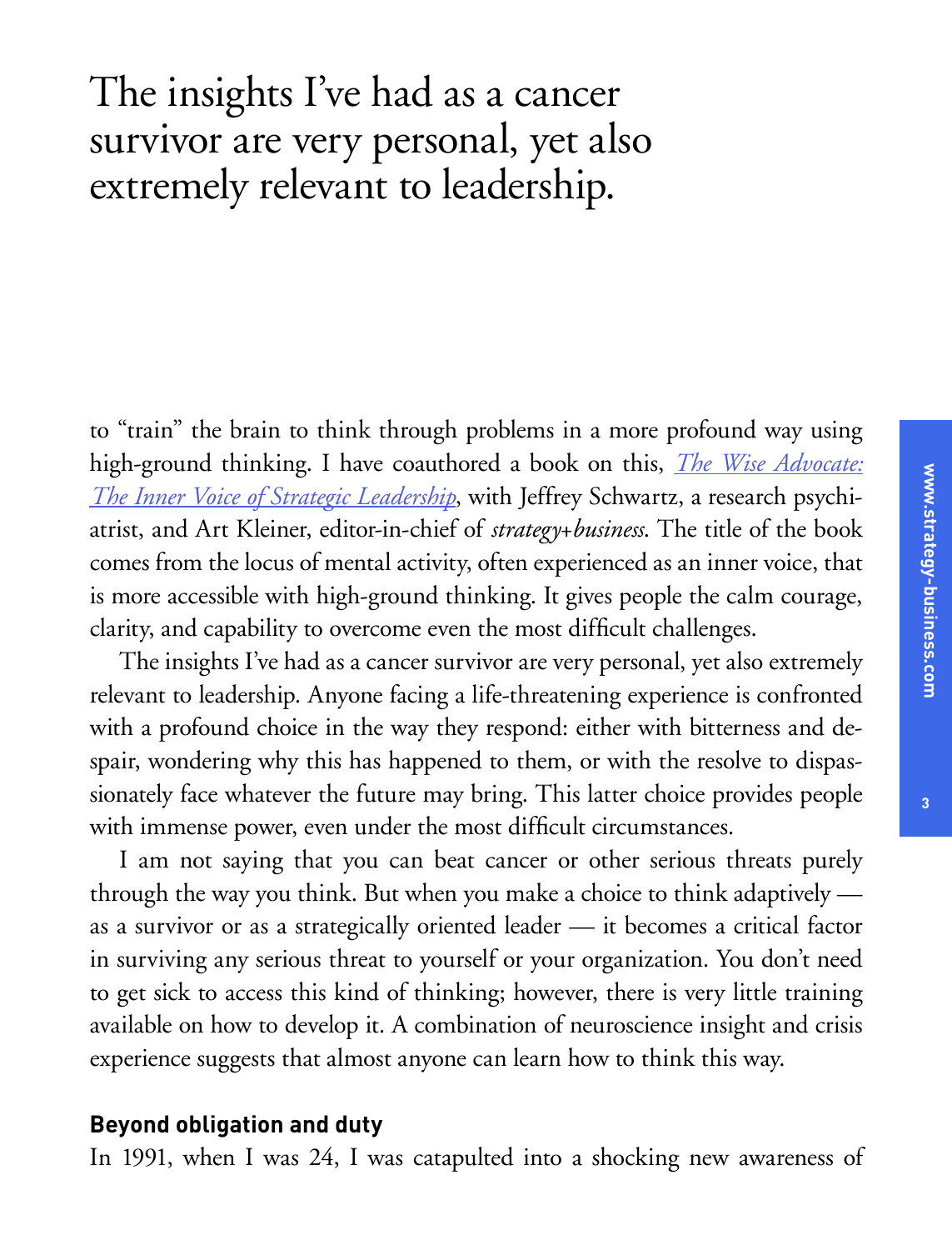> The insights I've had as a cancer survivor are very personal, yet also extremely relevant to leadership.

to "train" the brain to think through problems in a more profound way using high-ground thinking. I have coauthored a book on this, [*The Wise Advocate: The Inner Voice of Strategic Leadership*], with Jeffrey Schwartz, a research psychiatrist, and Art Kleiner, editor-in-chief of *strategy+business*. The title of the book comes from the locus of mental activity, often experienced as an inner voice, that is more accessible with high-ground thinking. It gives people the calm courage, clarity, and capability to overcome even the most difficult challenges.

The insights I've had as a cancer survivor are very personal, yet also extremely relevant to leadership. Anyone facing a life-threatening experience is confronted with a profound choice in the way they respond: either with bitterness and despair, wondering why this has happened to them, or with the resolve to dispassionately face whatever the future may bring. This latter choice provides people with immense power, even under the most difficult circumstances.

I am not saying that you can beat cancer or other serious threats purely through the way you think. But when you make a choice to think adaptively — as a survivor or as a strategically oriented leader — it becomes a critical factor in surviving any serious threat to yourself or your organization. You don't need to get sick to access this kind of thinking; however, there is very little training available on how to develop it. A combination of neuroscience insight and crisis experience suggests that almost anyone can learn how to think this way.

### Beyond obligation and duty

In 1991, when I was 24, I was catapulted into a shocking new awareness of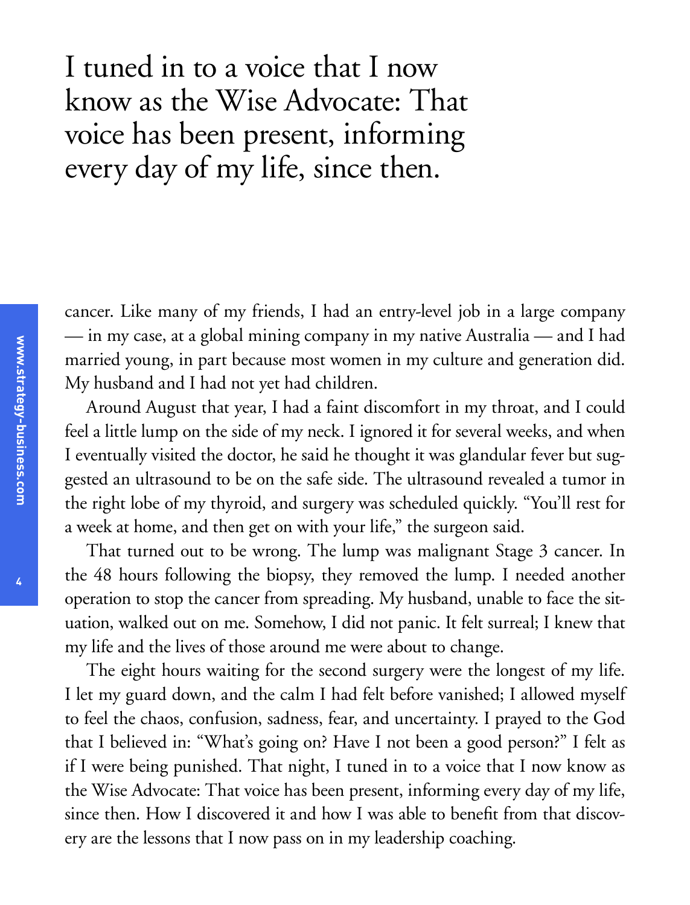> I tuned in to a voice that I now know as the Wise Advocate: That voice has been present, informing every day of my life, since then.

cancer. Like many of my friends, I had an entry-level job in a large company — in my case, at a global mining company in my native Australia — and I had married young, in part because most women in my culture and generation did. My husband and I had not yet had children.

Around August that year, I had a faint discomfort in my throat, and I could feel a little lump on the side of my neck. I ignored it for several weeks, and when I eventually visited the doctor, he said he thought it was glandular fever but suggested an ultrasound to be on the safe side. The ultrasound revealed a tumor in the right lobe of my thyroid, and surgery was scheduled quickly. "You'll rest for a week at home, and then get on with your life," the surgeon said.

That turned out to be wrong. The lump was malignant Stage 3 cancer. In the 48 hours following the biopsy, they removed the lump. I needed another operation to stop the cancer from spreading. My husband, unable to face the situation, walked out on me. Somehow, I did not panic. It felt surreal; I knew that my life and the lives of those around me were about to change.

The eight hours waiting for the second surgery were the longest of my life. I let my guard down, and the calm I had felt before vanished; I allowed myself to feel the chaos, confusion, sadness, fear, and uncertainty. I prayed to the God that I believed in: "What's going on? Have I not been a good person?" I felt as if I were being punished. That night, I tuned in to a voice that I now know as the Wise Advocate: That voice has been present, informing every day of my life, since then. How I discovered it and how I was able to benefit from that discovery are the lessons that I now pass on in my leadership coaching.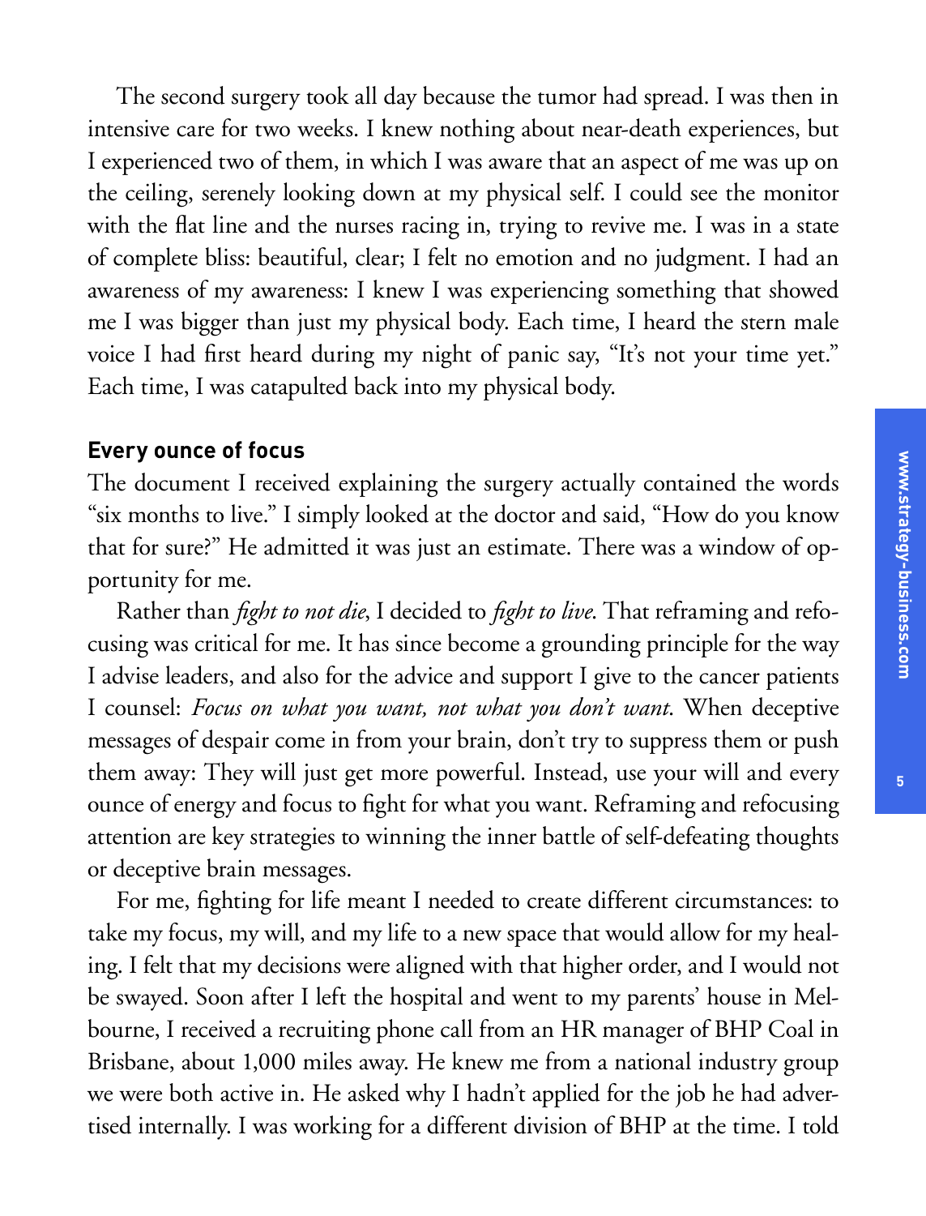The second surgery took all day because the tumor had spread. I was then in intensive care for two weeks. I knew nothing about near-death experiences, but I experienced two of them, in which I was aware that an aspect of me was up on the ceiling, serenely looking down at my physical self. I could see the monitor with the flat line and the nurses racing in, trying to revive me. I was in a state of complete bliss: beautiful, clear; I felt no emotion and no judgment. I had an awareness of my awareness: I knew I was experiencing something that showed me I was bigger than just my physical body. Each time, I heard the stern male voice I had first heard during my night of panic say, "It's not your time yet." Each time, I was catapulted back into my physical body.

## Every ounce of focus

The document I received explaining the surgery actually contained the words "six months to live." I simply looked at the doctor and said, "How do you know that for sure?" He admitted it was just an estimate. There was a window of opportunity for me.

Rather than *fight to not die*, I decided to *fight to live*. That reframing and refocusing was critical for me. It has since become a grounding principle for the way I advise leaders, and also for the advice and support I give to the cancer patients I counsel: *Focus on what you want, not what you don't want*. When deceptive messages of despair come in from your brain, don't try to suppress them or push them away: They will just get more powerful. Instead, use your will and every ounce of energy and focus to fight for what you want. Reframing and refocusing attention are key strategies to winning the inner battle of self-defeating thoughts or deceptive brain messages.

For me, fighting for life meant I needed to create different circumstances: to take my focus, my will, and my life to a new space that would allow for my healing. I felt that my decisions were aligned with that higher order, and I would not be swayed. Soon after I left the hospital and went to my parents' house in Melbourne, I received a recruiting phone call from an HR manager of BHP Coal in Brisbane, about 1,000 miles away. He knew me from a national industry group we were both active in. He asked why I hadn't applied for the job he had advertised internally. I was working for a different division of BHP at the time. I told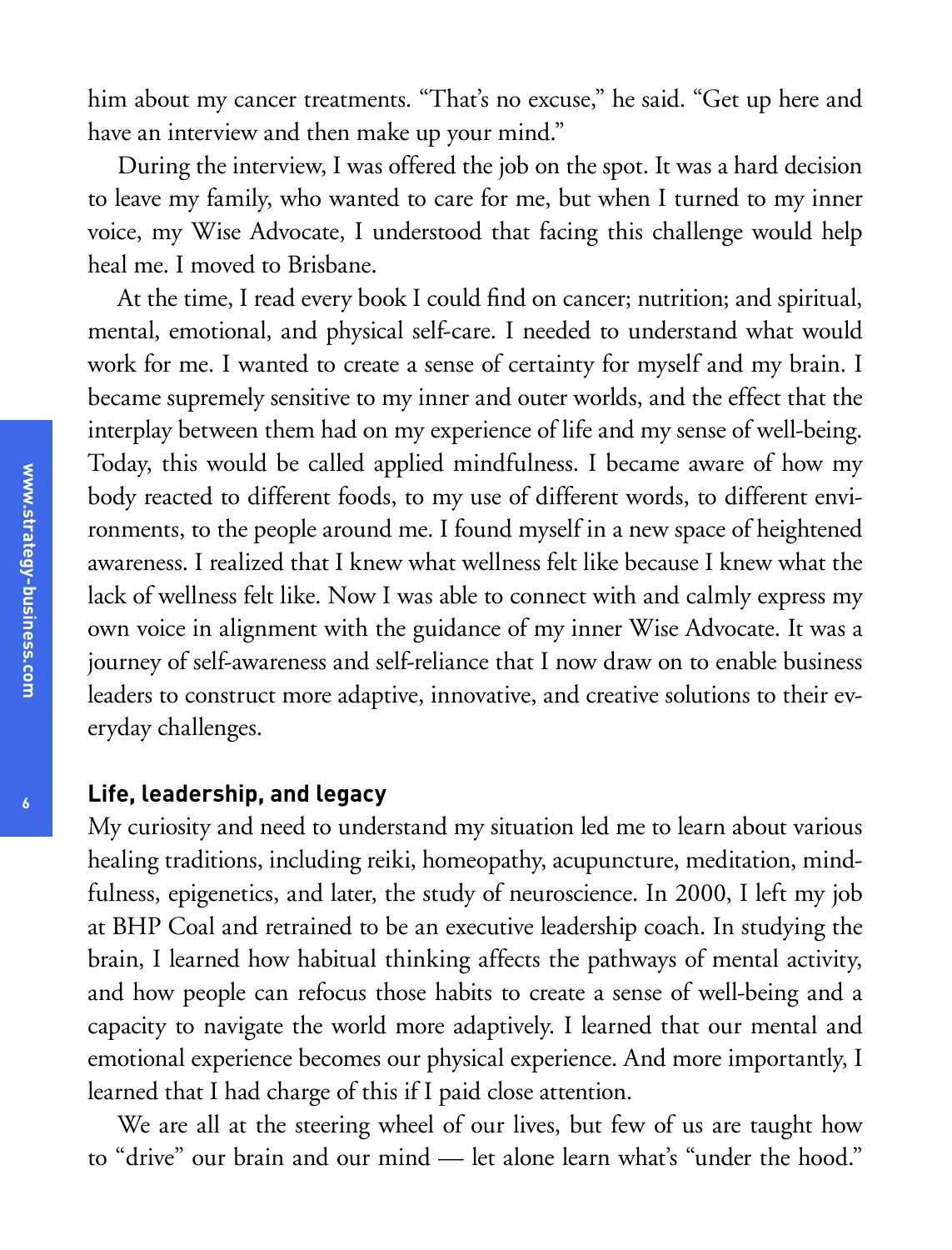him about my cancer treatments. "That's no excuse," he said. "Get up here and have an interview and then make up your mind."

During the interview, I was offered the job on the spot. It was a hard decision to leave my family, who wanted to care for me, but when I turned to my inner voice, my Wise Advocate, I understood that facing this challenge would help heal me. I moved to Brisbane.

At the time, I read every book I could find on cancer; nutrition; and spiritual, mental, emotional, and physical self-care. I needed to understand what would work for me. I wanted to create a sense of certainty for myself and my brain. I became supremely sensitive to my inner and outer worlds, and the effect that the interplay between them had on my experience of life and my sense of well-being. Today, this would be called applied mindfulness. I became aware of how my body reacted to different foods, to my use of different words, to different environments, to the people around me. I found myself in a new space of heightened awareness. I realized that I knew what wellness felt like because I knew what the lack of wellness felt like. Now I was able to connect with and calmly express my own voice in alignment with the guidance of my inner Wise Advocate. It was a journey of self-awareness and self-reliance that I now draw on to enable business leaders to construct more adaptive, innovative, and creative solutions to their everyday challenges.

## Life, leadership, and legacy

My curiosity and need to understand my situation led me to learn about various healing traditions, including reiki, homeopathy, acupuncture, meditation, mindfulness, epigenetics, and later, the study of neuroscience. In 2000, I left my job at BHP Coal and retrained to be an executive leadership coach. In studying the brain, I learned how habitual thinking affects the pathways of mental activity, and how people can refocus those habits to create a sense of well-being and a capacity to navigate the world more adaptively. I learned that our mental and emotional experience becomes our physical experience. And more importantly, I learned that I had charge of this if I paid close attention.

We are all at the steering wheel of our lives, but few of us are taught how to "drive" our brain and our mind — let alone learn what's "under the hood."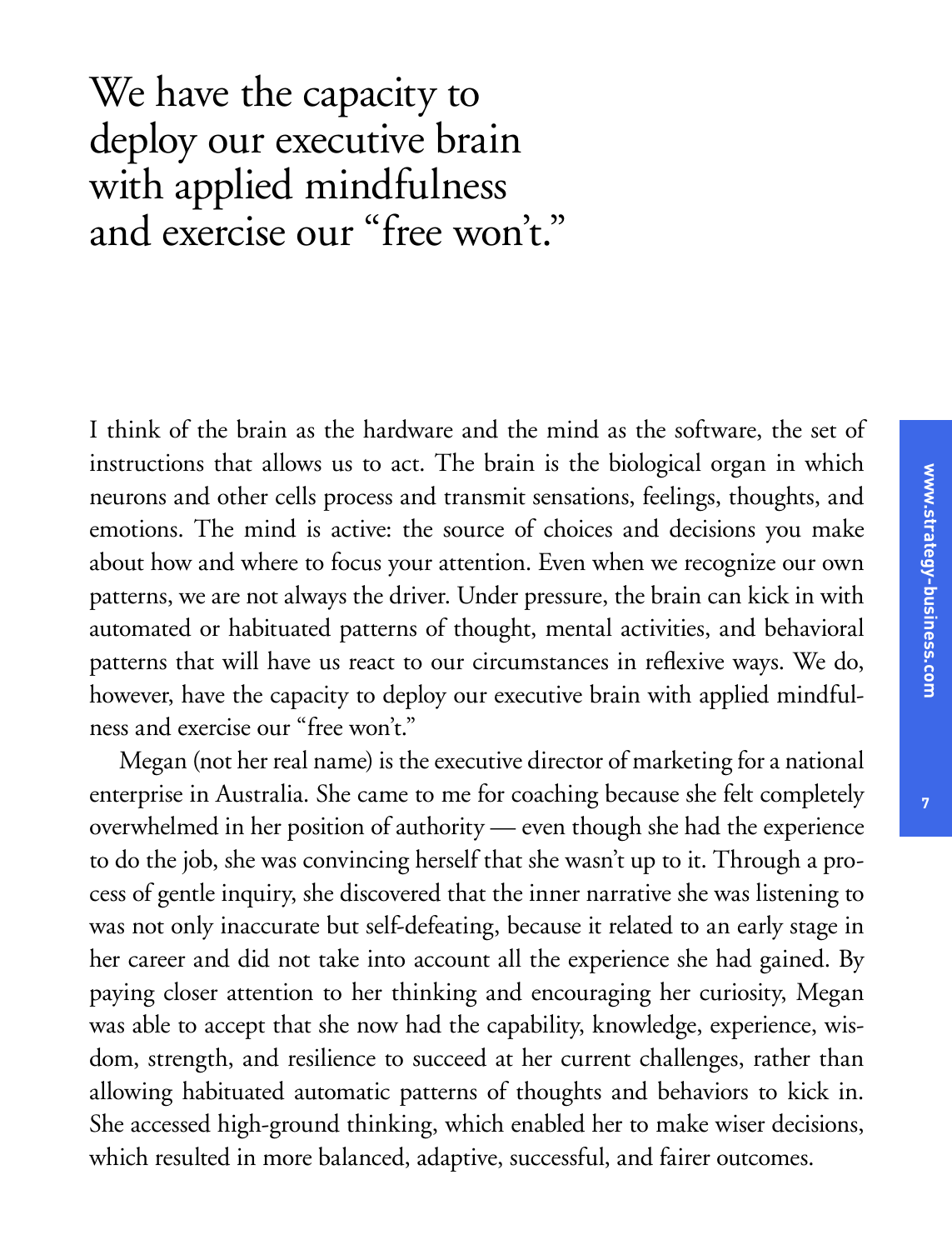> We have the capacity to deploy our executive brain with applied mindfulness and exercise our "free won't."

I think of the brain as the hardware and the mind as the software, the set of instructions that allows us to act. The brain is the biological organ in which neurons and other cells process and transmit sensations, feelings, thoughts, and emotions. The mind is active: the source of choices and decisions you make about how and where to focus your attention. Even when we recognize our own patterns, we are not always the driver. Under pressure, the brain can kick in with automated or habituated patterns of thought, mental activities, and behavioral patterns that will have us react to our circumstances in reflexive ways. We do, however, have the capacity to deploy our executive brain with applied mindfulness and exercise our "free won't."

Megan (not her real name) is the executive director of marketing for a national enterprise in Australia. She came to me for coaching because she felt completely overwhelmed in her position of authority — even though she had the experience to do the job, she was convincing herself that she wasn't up to it. Through a process of gentle inquiry, she discovered that the inner narrative she was listening to was not only inaccurate but self-defeating, because it related to an early stage in her career and did not take into account all the experience she had gained. By paying closer attention to her thinking and encouraging her curiosity, Megan was able to accept that she now had the capability, knowledge, experience, wisdom, strength, and resilience to succeed at her current challenges, rather than allowing habituated automatic patterns of thoughts and behaviors to kick in. She accessed high-ground thinking, which enabled her to make wiser decisions, which resulted in more balanced, adaptive, successful, and fairer outcomes.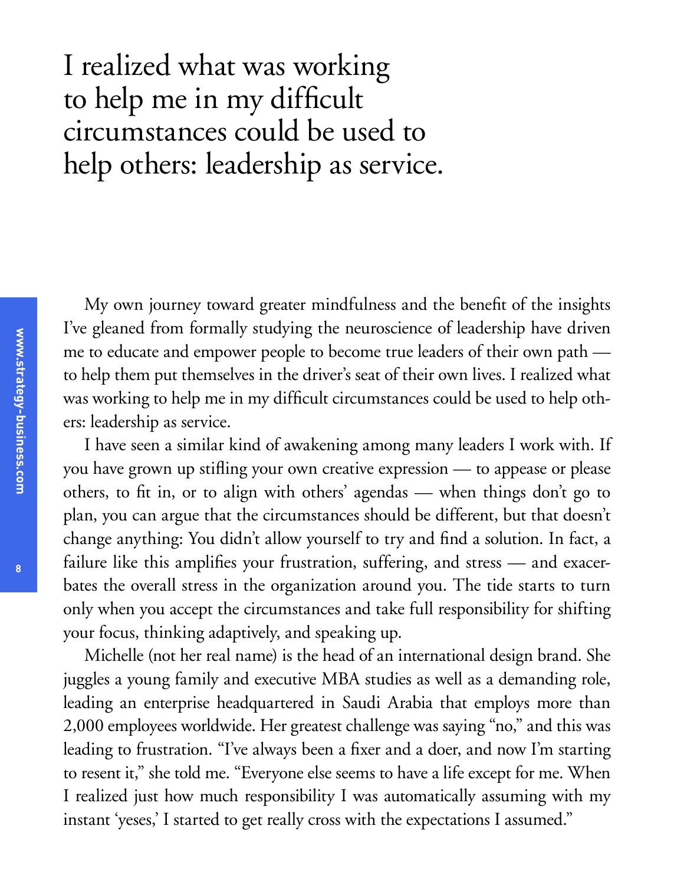> I realized what was working to help me in my difficult circumstances could be used to help others: leadership as service.

My own journey toward greater mindfulness and the benefit of the insights I've gleaned from formally studying the neuroscience of leadership have driven me to educate and empower people to become true leaders of their own path — to help them put themselves in the driver's seat of their own lives. I realized what was working to help me in my difficult circumstances could be used to help others: leadership as service.

I have seen a similar kind of awakening among many leaders I work with. If you have grown up stifling your own creative expression — to appease or please others, to fit in, or to align with others' agendas — when things don't go to plan, you can argue that the circumstances should be different, but that doesn't change anything: You didn't allow yourself to try and find a solution. In fact, a failure like this amplifies your frustration, suffering, and stress — and exacerbates the overall stress in the organization around you. The tide starts to turn only when you accept the circumstances and take full responsibility for shifting your focus, thinking adaptively, and speaking up.

Michelle (not her real name) is the head of an international design brand. She juggles a young family and executive MBA studies as well as a demanding role, leading an enterprise headquartered in Saudi Arabia that employs more than 2,000 employees worldwide. Her greatest challenge was saying "no," and this was leading to frustration. "I've always been a fixer and a doer, and now I'm starting to resent it," she told me. "Everyone else seems to have a life except for me. When I realized just how much responsibility I was automatically assuming with my instant 'yeses,' I started to get really cross with the expectations I assumed."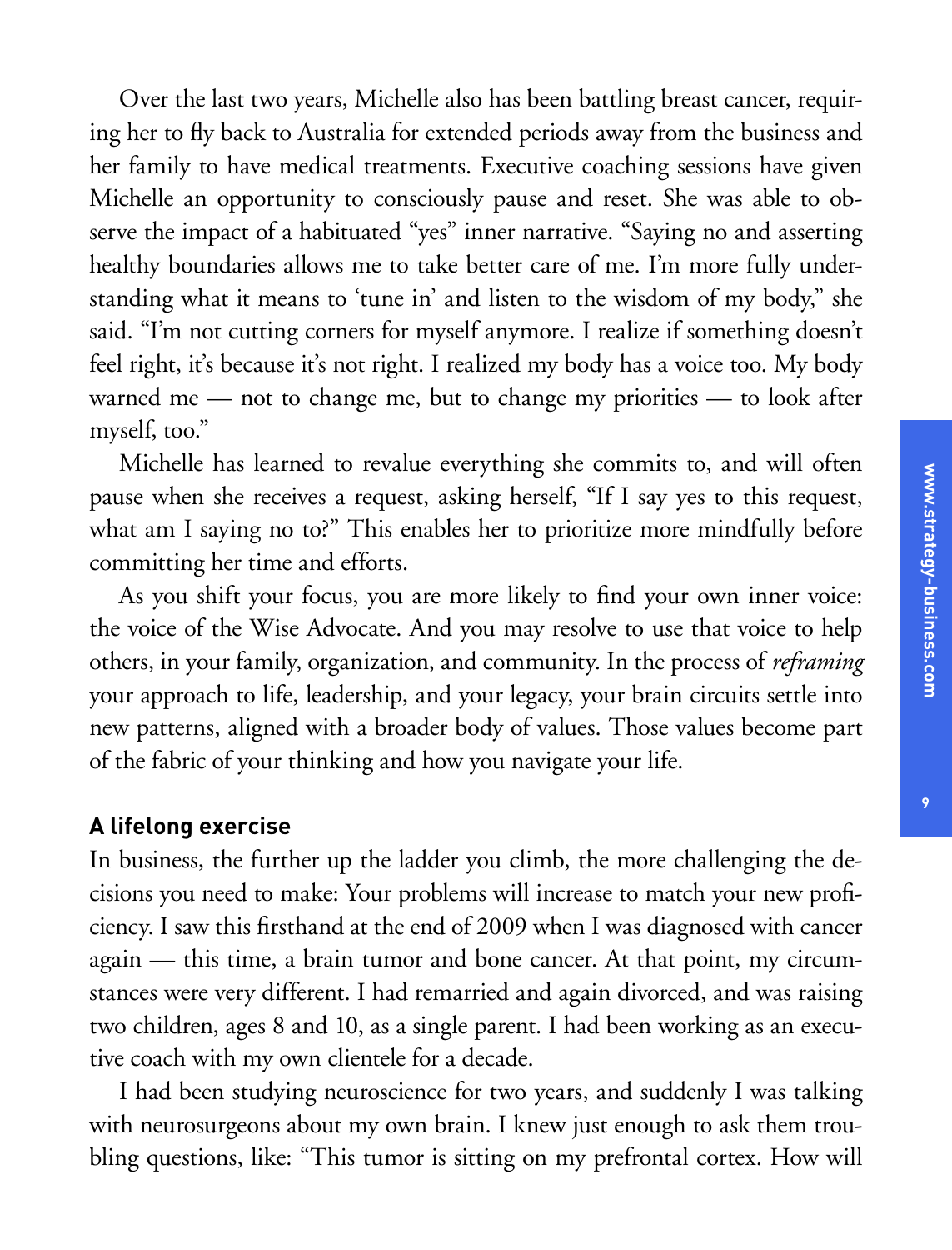Over the last two years, Michelle also has been battling breast cancer, requiring her to fly back to Australia for extended periods away from the business and her family to have medical treatments. Executive coaching sessions have given Michelle an opportunity to consciously pause and reset. She was able to observe the impact of a habituated "yes" inner narrative. "Saying no and asserting healthy boundaries allows me to take better care of me. I'm more fully understanding what it means to 'tune in' and listen to the wisdom of my body," she said. "I'm not cutting corners for myself anymore. I realize if something doesn't feel right, it's because it's not right. I realized my body has a voice too. My body warned me — not to change me, but to change my priorities — to look after myself, too."

Michelle has learned to revalue everything she commits to, and will often pause when she receives a request, asking herself, "If I say yes to this request, what am I saying no to?" This enables her to prioritize more mindfully before committing her time and efforts.

As you shift your focus, you are more likely to find your own inner voice: the voice of the Wise Advocate. And you may resolve to use that voice to help others, in your family, organization, and community. In the process of *reframing* your approach to life, leadership, and your legacy, your brain circuits settle into new patterns, aligned with a broader body of values. Those values become part of the fabric of your thinking and how you navigate your life.

### A lifelong exercise

In business, the further up the ladder you climb, the more challenging the decisions you need to make: Your problems will increase to match your new proficiency. I saw this firsthand at the end of 2009 when I was diagnosed with cancer again — this time, a brain tumor and bone cancer. At that point, my circumstances were very different. I had remarried and again divorced, and was raising two children, ages 8 and 10, as a single parent. I had been working as an executive coach with my own clientele for a decade.

I had been studying neuroscience for two years, and suddenly I was talking with neurosurgeons about my own brain. I knew just enough to ask them troubling questions, like: "This tumor is sitting on my prefrontal cortex. How will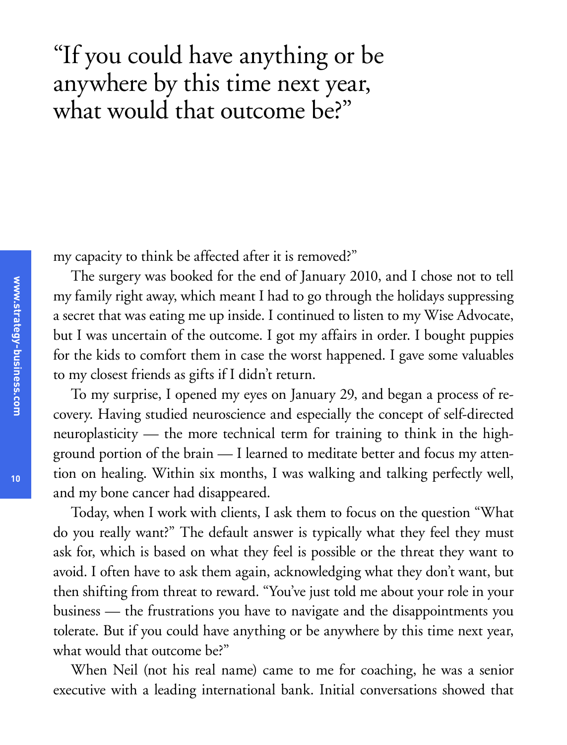> “If you could have anything or be anywhere by this time next year, what would that outcome be?”

my capacity to think be affected after it is removed?”

The surgery was booked for the end of January 2010, and I chose not to tell my family right away, which meant I had to go through the holidays suppressing a secret that was eating me up inside. I continued to listen to my Wise Advocate, but I was uncertain of the outcome. I got my affairs in order. I bought puppies for the kids to comfort them in case the worst happened. I gave some valuables to my closest friends as gifts if I didn’t return.

To my surprise, I opened my eyes on January 29, and began a process of recovery. Having studied neuroscience and especially the concept of self-directed neuroplasticity — the more technical term for training to think in the high-ground portion of the brain — I learned to meditate better and focus my attention on healing. Within six months, I was walking and talking perfectly well, and my bone cancer had disappeared.

Today, when I work with clients, I ask them to focus on the question “What do you really want?” The default answer is typically what they feel they must ask for, which is based on what they feel is possible or the threat they want to avoid. I often have to ask them again, acknowledging what they don’t want, but then shifting from threat to reward. “You’ve just told me about your role in your business — the frustrations you have to navigate and the disappointments you tolerate. But if you could have anything or be anywhere by this time next year, what would that outcome be?”

When Neil (not his real name) came to me for coaching, he was a senior executive with a leading international bank. Initial conversations showed that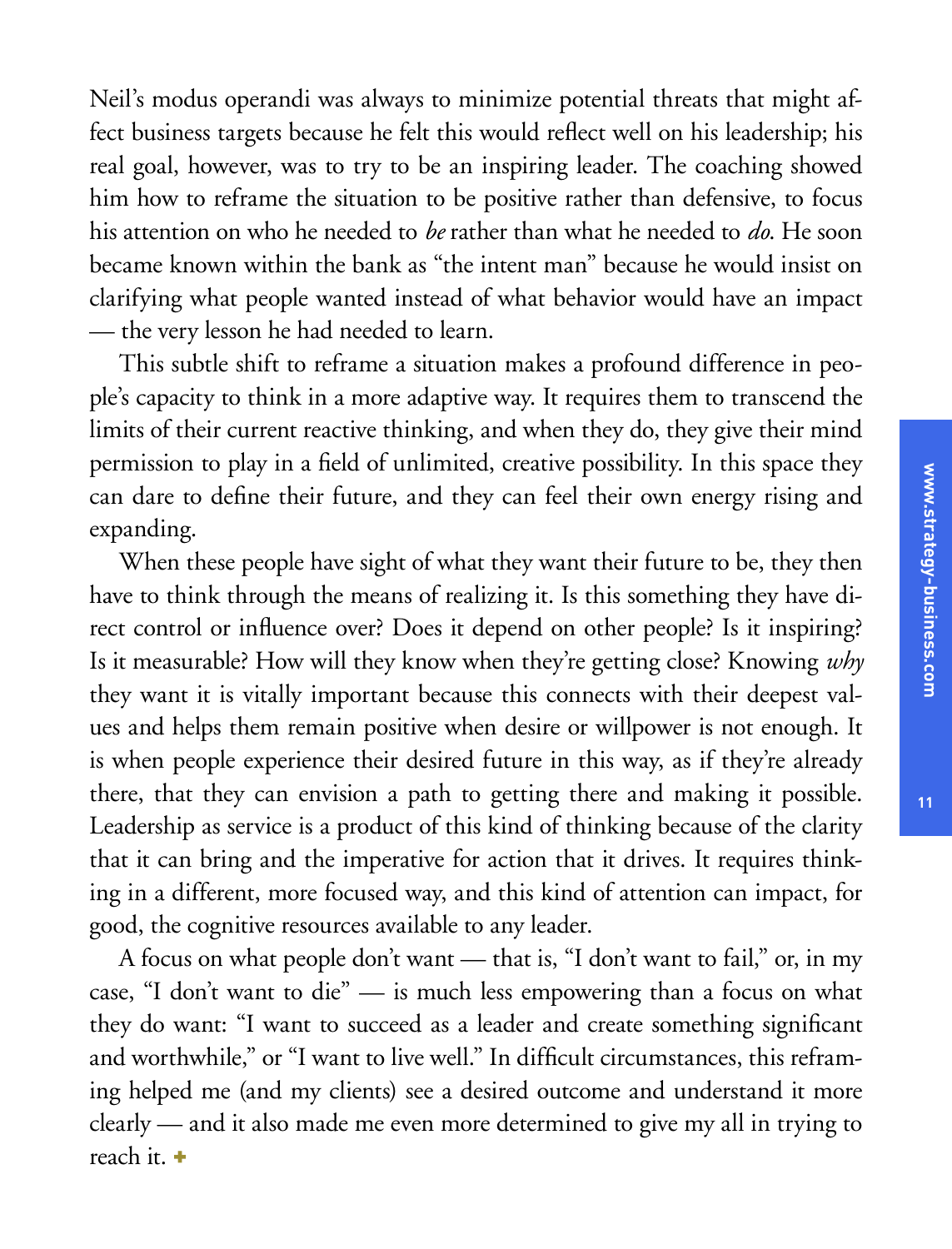Neil's modus operandi was always to minimize potential threats that might affect business targets because he felt this would reflect well on his leadership; his real goal, however, was to try to be an inspiring leader. The coaching showed him how to reframe the situation to be positive rather than defensive, to focus his attention on who he needed to *be* rather than what he needed to *do*. He soon became known within the bank as "the intent man" because he would insist on clarifying what people wanted instead of what behavior would have an impact — the very lesson he had needed to learn.

This subtle shift to reframe a situation makes a profound difference in people's capacity to think in a more adaptive way. It requires them to transcend the limits of their current reactive thinking, and when they do, they give their mind permission to play in a field of unlimited, creative possibility. In this space they can dare to define their future, and they can feel their own energy rising and expanding.

When these people have sight of what they want their future to be, they then have to think through the means of realizing it. Is this something they have direct control or influence over? Does it depend on other people? Is it inspiring? Is it measurable? How will they know when they're getting close? Knowing *why* they want it is vitally important because this connects with their deepest values and helps them remain positive when desire or willpower is not enough. It is when people experience their desired future in this way, as if they're already there, that they can envision a path to getting there and making it possible. Leadership as service is a product of this kind of thinking because of the clarity that it can bring and the imperative for action that it drives. It requires thinking in a different, more focused way, and this kind of attention can impact, for good, the cognitive resources available to any leader.

A focus on what people don't want — that is, "I don't want to fail," or, in my case, "I don't want to die" — is much less empowering than a focus on what they do want: "I want to succeed as a leader and create something significant and worthwhile," or "I want to live well." In difficult circumstances, this reframing helped me (and my clients) see a desired outcome and understand it more clearly — and it also made me even more determined to give my all in trying to reach it. +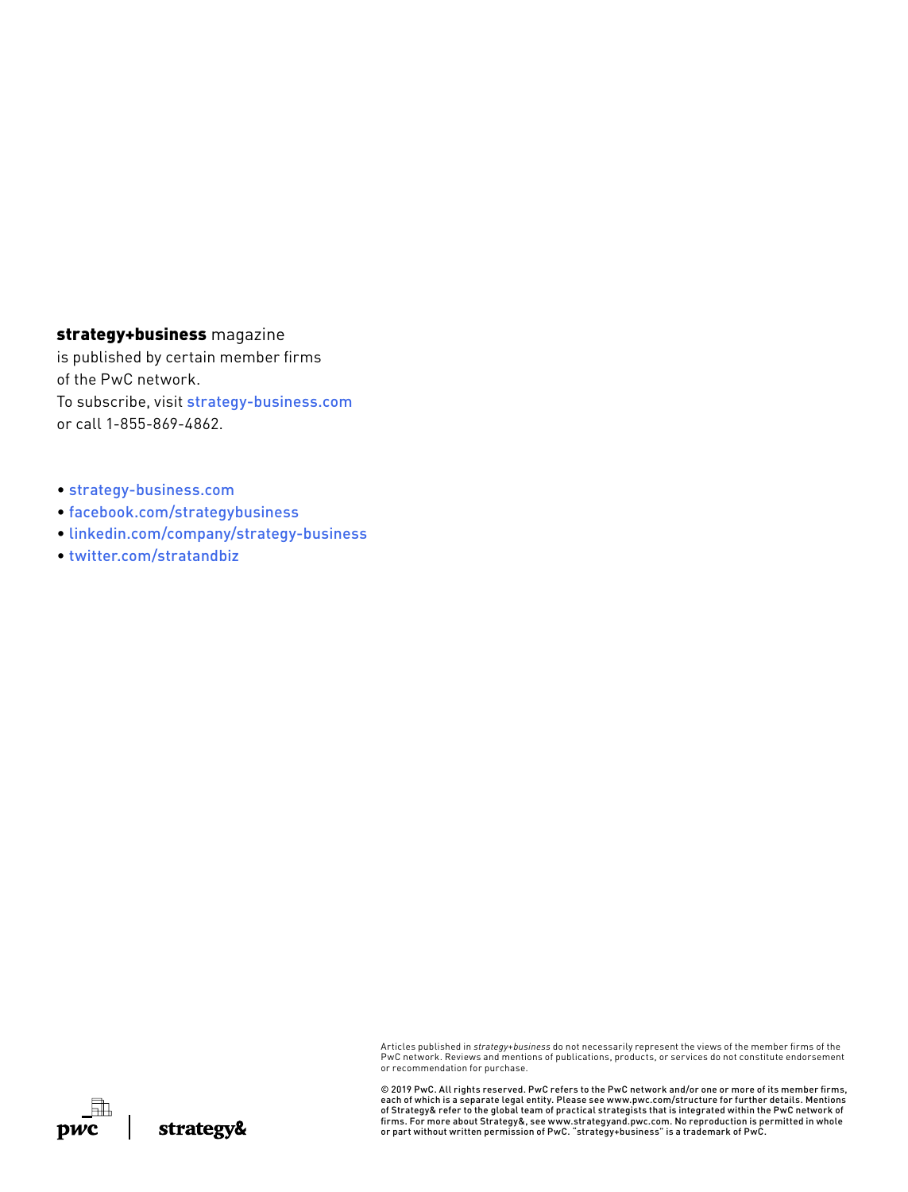**strategy+business** magazine
is published by certain member firms
of the PwC network.
To subscribe, visit strategy-business.com
or call 1-855-869-4862.

- strategy-business.com
- facebook.com/strategybusiness
- linkedin.com/company/strategy-business
- twitter.com/stratandbiz

Articles published in *strategy+business* do not necessarily represent the views of the member firms of the PwC network. Reviews and mentions of publications, products, or services do not constitute endorsement or recommendation for purchase.

© 2019 PwC. All rights reserved. PwC refers to the PwC network and/or one or more of its member firms, each of which is a separate legal entity. Please see www.pwc.com/structure for further details. Mentions of Strategy& refer to the global team of practical strategists that is integrated within the PwC network of firms. For more about Strategy&, see www.strategyand.pwc.com. No reproduction is permitted in whole or part without written permission of PwC. "strategy+business" is a trademark of PwC.

pwc | strategy&